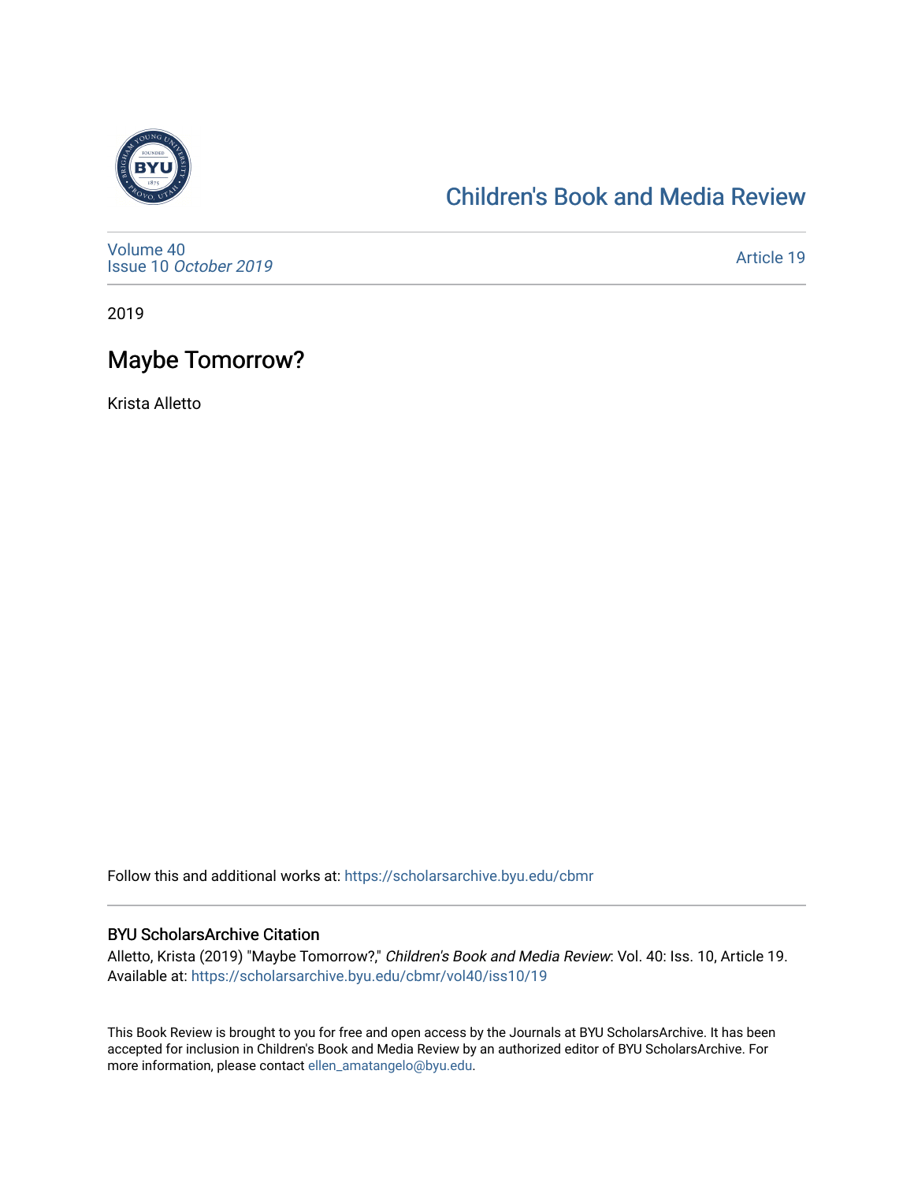[Children's Book and Media Review](https://scholarsarchive.byu.edu/cbmr)

Volume 40
Issue 10 *October 2019*

Article 19

2019

# Maybe Tomorrow?

Krista Alletto

Follow this and additional works at: https://scholarsarchive.byu.edu/cbmr

### BYU ScholarsArchive Citation

Alletto, Krista (2019) "Maybe Tomorrow?," *Children's Book and Media Review*: Vol. 40: Iss. 10, Article 19.
Available at: https://scholarsarchive.byu.edu/cbmr/vol40/iss10/19

This Book Review is brought to you for free and open access by the Journals at BYU ScholarsArchive. It has been accepted for inclusion in Children's Book and Media Review by an authorized editor of BYU ScholarsArchive. For more information, please contact ellen_amatangelo@byu.edu.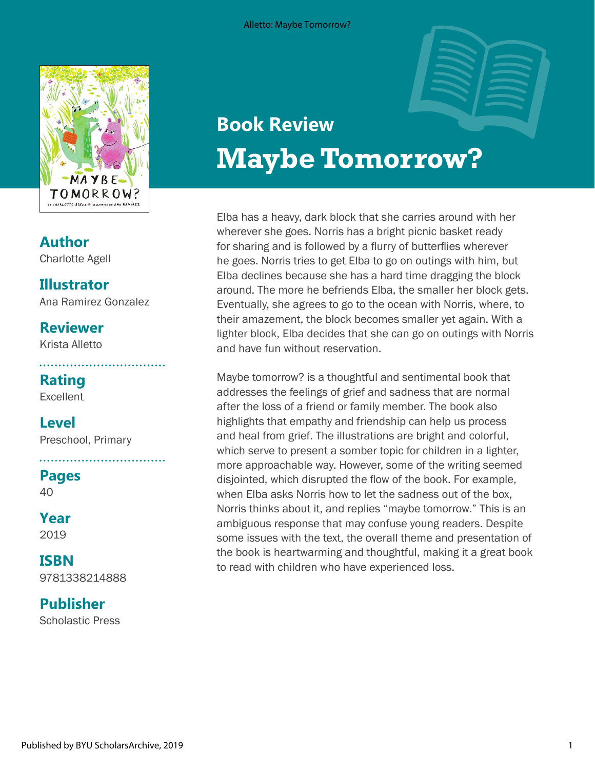## Book Review

# Maybe Tomorrow?

**Author**
Charlotte Agell

**Illustrator**
Ana Ramirez Gonzalez

**Reviewer**
Krista Alletto

**Rating**
Excellent

**Level**
Preschool, Primary

**Pages**
40

**Year**
2019

**ISBN**
9781338214888

**Publisher**
Scholastic Press

Elba has a heavy, dark block that she carries around with her wherever she goes. Norris has a bright picnic basket ready for sharing and is followed by a flurry of butterflies wherever he goes. Norris tries to get Elba to go on outings with him, but Elba declines because she has a hard time dragging the block around. The more he befriends Elba, the smaller her block gets. Eventually, she agrees to go to the ocean with Norris, where, to their amazement, the block becomes smaller yet again. With a lighter block, Elba decides that she can go on outings with Norris and have fun without reservation.

Maybe tomorrow? is a thoughtful and sentimental book that addresses the feelings of grief and sadness that are normal after the loss of a friend or family member. The book also highlights that empathy and friendship can help us process and heal from grief. The illustrations are bright and colorful, which serve to present a somber topic for children in a lighter, more approachable way. However, some of the writing seemed disjointed, which disrupted the flow of the book. For example, when Elba asks Norris how to let the sadness out of the box, Norris thinks about it, and replies "maybe tomorrow." This is an ambiguous response that may confuse young readers. Despite some issues with the text, the overall theme and presentation of the book is heartwarming and thoughtful, making it a great book to read with children who have experienced loss.